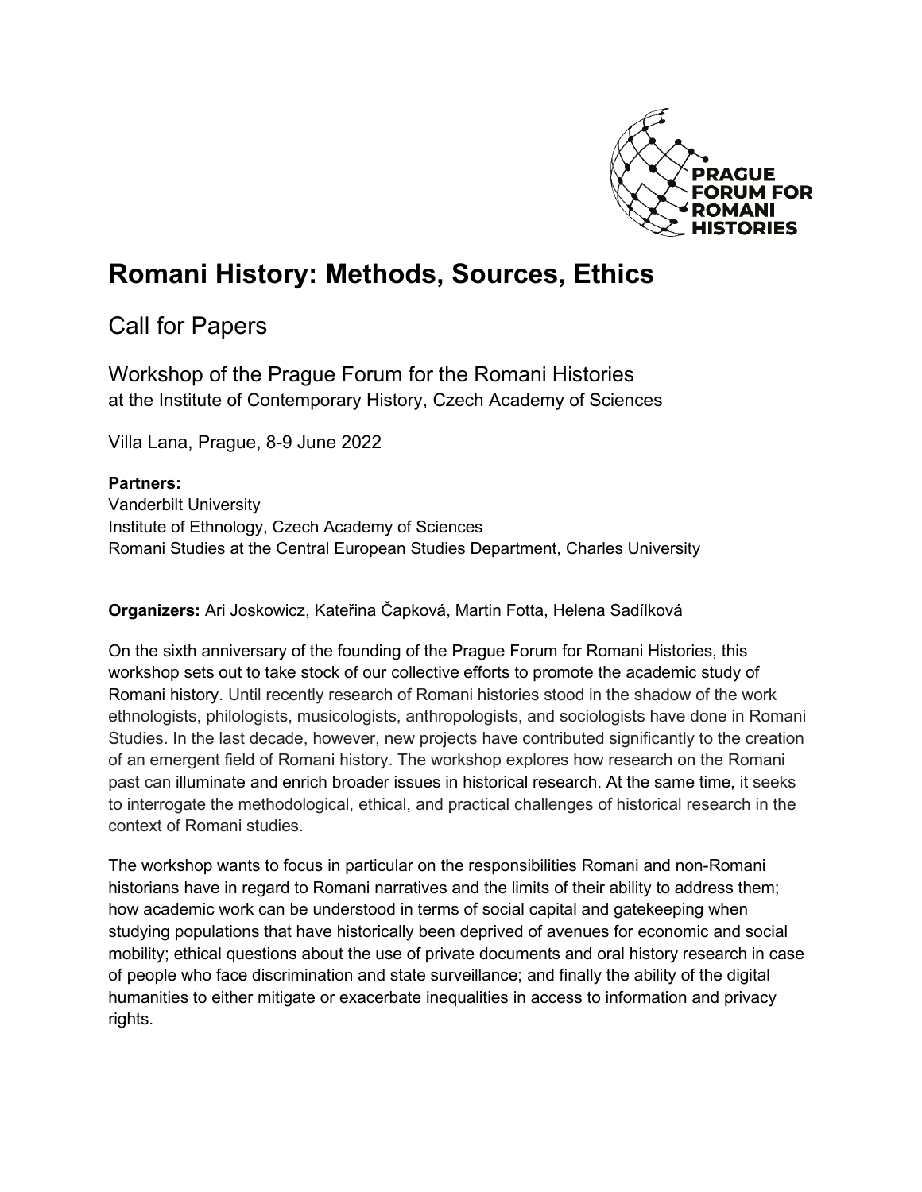PRAGUE FORUM FOR ROMANI HISTORIES

# Romani History: Methods, Sources, Ethics

## Call for Papers

### Workshop of the Prague Forum for the Romani Histories

at the Institute of Contemporary History, Czech Academy of Sciences

Villa Lana, Prague, 8-9 June 2022

**Partners:**
Vanderbilt University
Institute of Ethnology, Czech Academy of Sciences
Romani Studies at the Central European Studies Department, Charles University

**Organizers:** Ari Joskowicz, Kateřina Čapková, Martin Fotta, Helena Sadílková

On the sixth anniversary of the founding of the Prague Forum for Romani Histories, this workshop sets out to take stock of our collective efforts to promote the academic study of Romani history. Until recently research of Romani histories stood in the shadow of the work ethnologists, philologists, musicologists, anthropologists, and sociologists have done in Romani Studies. In the last decade, however, new projects have contributed significantly to the creation of an emergent field of Romani history. The workshop explores how research on the Romani past can illuminate and enrich broader issues in historical research. At the same time, it seeks to interrogate the methodological, ethical, and practical challenges of historical research in the context of Romani studies.

The workshop wants to focus in particular on the responsibilities Romani and non-Romani historians have in regard to Romani narratives and the limits of their ability to address them; how academic work can be understood in terms of social capital and gatekeeping when studying populations that have historically been deprived of avenues for economic and social mobility; ethical questions about the use of private documents and oral history research in case of people who face discrimination and state surveillance; and finally the ability of the digital humanities to either mitigate or exacerbate inequalities in access to information and privacy rights.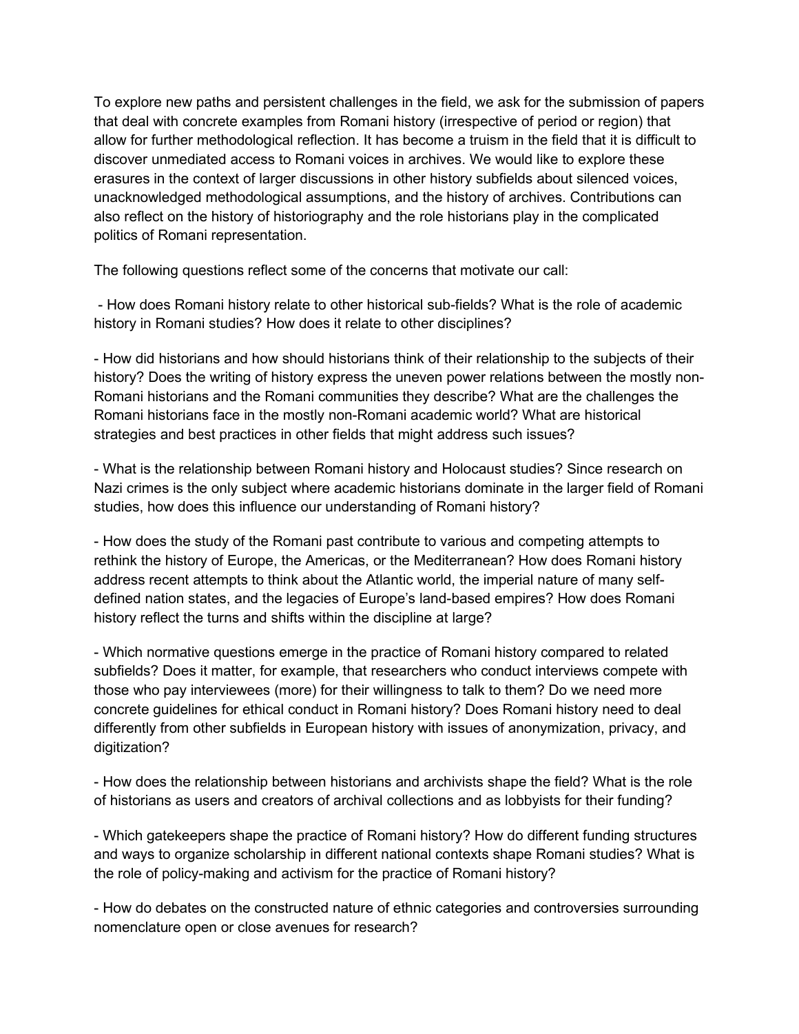To explore new paths and persistent challenges in the field, we ask for the submission of papers that deal with concrete examples from Romani history (irrespective of period or region) that allow for further methodological reflection. It has become a truism in the field that it is difficult to discover unmediated access to Romani voices in archives. We would like to explore these erasures in the context of larger discussions in other history subfields about silenced voices, unacknowledged methodological assumptions, and the history of archives. Contributions can also reflect on the history of historiography and the role historians play in the complicated politics of Romani representation.

The following questions reflect some of the concerns that motivate our call:

- How does Romani history relate to other historical sub-fields? What is the role of academic history in Romani studies? How does it relate to other disciplines?

- How did historians and how should historians think of their relationship to the subjects of their history? Does the writing of history express the uneven power relations between the mostly non-Romani historians and the Romani communities they describe? What are the challenges the Romani historians face in the mostly non-Romani academic world? What are historical strategies and best practices in other fields that might address such issues?

- What is the relationship between Romani history and Holocaust studies? Since research on Nazi crimes is the only subject where academic historians dominate in the larger field of Romani studies, how does this influence our understanding of Romani history?

- How does the study of the Romani past contribute to various and competing attempts to rethink the history of Europe, the Americas, or the Mediterranean? How does Romani history address recent attempts to think about the Atlantic world, the imperial nature of many self-defined nation states, and the legacies of Europe's land-based empires? How does Romani history reflect the turns and shifts within the discipline at large?

- Which normative questions emerge in the practice of Romani history compared to related subfields? Does it matter, for example, that researchers who conduct interviews compete with those who pay interviewees (more) for their willingness to talk to them? Do we need more concrete guidelines for ethical conduct in Romani history? Does Romani history need to deal differently from other subfields in European history with issues of anonymization, privacy, and digitization?

- How does the relationship between historians and archivists shape the field? What is the role of historians as users and creators of archival collections and as lobbyists for their funding?

- Which gatekeepers shape the practice of Romani history? How do different funding structures and ways to organize scholarship in different national contexts shape Romani studies? What is the role of policy-making and activism for the practice of Romani history?

- How do debates on the constructed nature of ethnic categories and controversies surrounding nomenclature open or close avenues for research?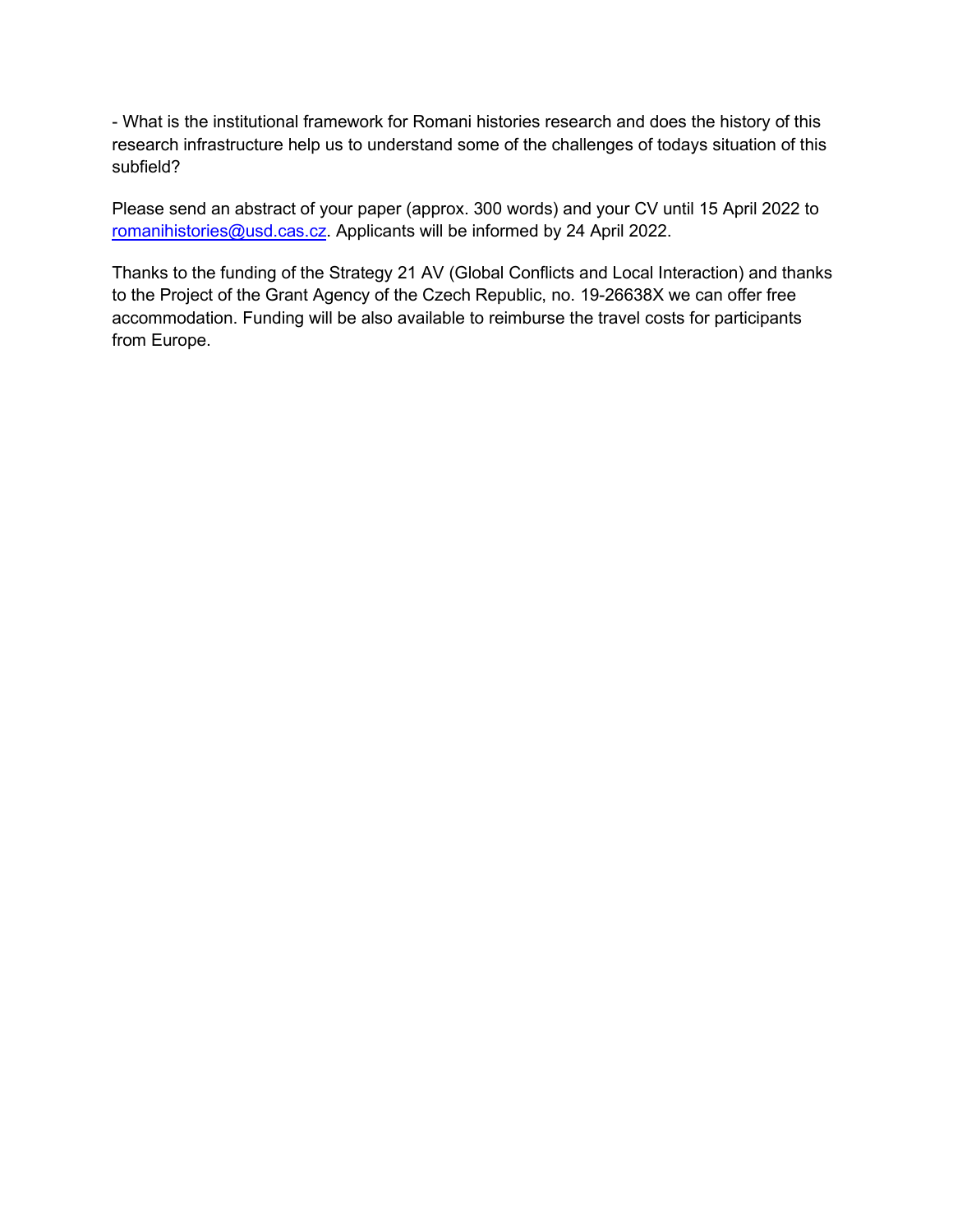- What is the institutional framework for Romani histories research and does the history of this research infrastructure help us to understand some of the challenges of todays situation of this subfield?

Please send an abstract of your paper (approx. 300 words) and your CV until 15 April 2022 to romanihistories@usd.cas.cz. Applicants will be informed by 24 April 2022.

Thanks to the funding of the Strategy 21 AV (Global Conflicts and Local Interaction) and thanks to the Project of the Grant Agency of the Czech Republic, no. 19-26638X we can offer free accommodation. Funding will be also available to reimburse the travel costs for participants from Europe.